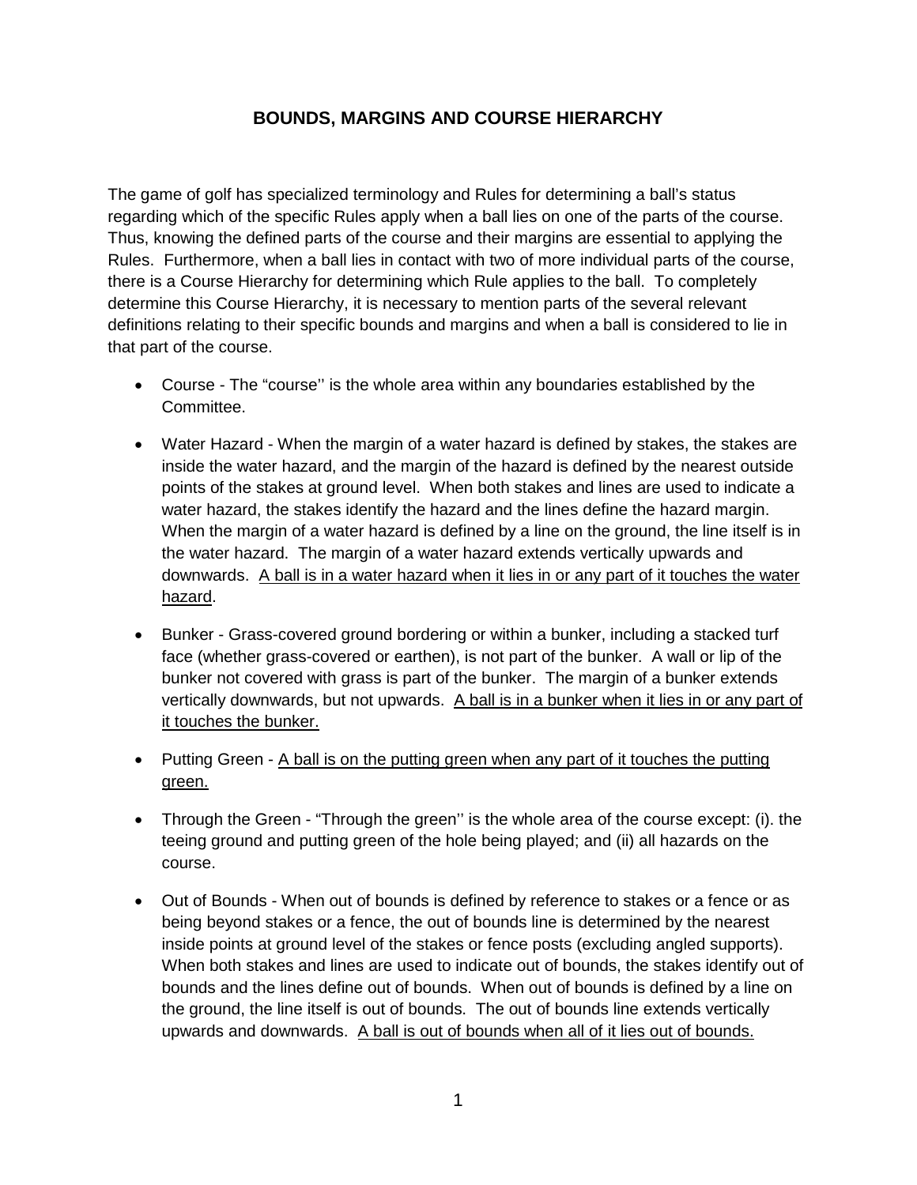# BOUNDS, MARGINS AND COURSE HIERARCHY

The game of golf has specialized terminology and Rules for determining a ball's status regarding which of the specific Rules apply when a ball lies on one of the parts of the course. Thus, knowing the defined parts of the course and their margins are essential to applying the Rules. Furthermore, when a ball lies in contact with two of more individual parts of the course, there is a Course Hierarchy for determining which Rule applies to the ball. To completely determine this Course Hierarchy, it is necessary to mention parts of the several relevant definitions relating to their specific bounds and margins and when a ball is considered to lie in that part of the course.

- Course - The "course'' is the whole area within any boundaries established by the Committee.
- Water Hazard - When the margin of a water hazard is defined by stakes, the stakes are inside the water hazard, and the margin of the hazard is defined by the nearest outside points of the stakes at ground level. When both stakes and lines are used to indicate a water hazard, the stakes identify the hazard and the lines define the hazard margin. When the margin of a water hazard is defined by a line on the ground, the line itself is in the water hazard. The margin of a water hazard extends vertically upwards and downwards. <u>A ball is in a water hazard when it lies in or any part of it touches the water hazard</u>.
- Bunker - Grass-covered ground bordering or within a bunker, including a stacked turf face (whether grass-covered or earthen), is not part of the bunker. A wall or lip of the bunker not covered with grass is part of the bunker. The margin of a bunker extends vertically downwards, but not upwards. <u>A ball is in a bunker when it lies in or any part of it touches the bunker.</u>
- Putting Green - <u>A ball is on the putting green when any part of it touches the putting green.</u>
- Through the Green - "Through the green'' is the whole area of the course except: (i). the teeing ground and putting green of the hole being played; and (ii) all hazards on the course.
- Out of Bounds - When out of bounds is defined by reference to stakes or a fence or as being beyond stakes or a fence, the out of bounds line is determined by the nearest inside points at ground level of the stakes or fence posts (excluding angled supports). When both stakes and lines are used to indicate out of bounds, the stakes identify out of bounds and the lines define out of bounds. When out of bounds is defined by a line on the ground, the line itself is out of bounds. The out of bounds line extends vertically upwards and downwards. <u>A ball is out of bounds when all of it lies out of bounds.</u>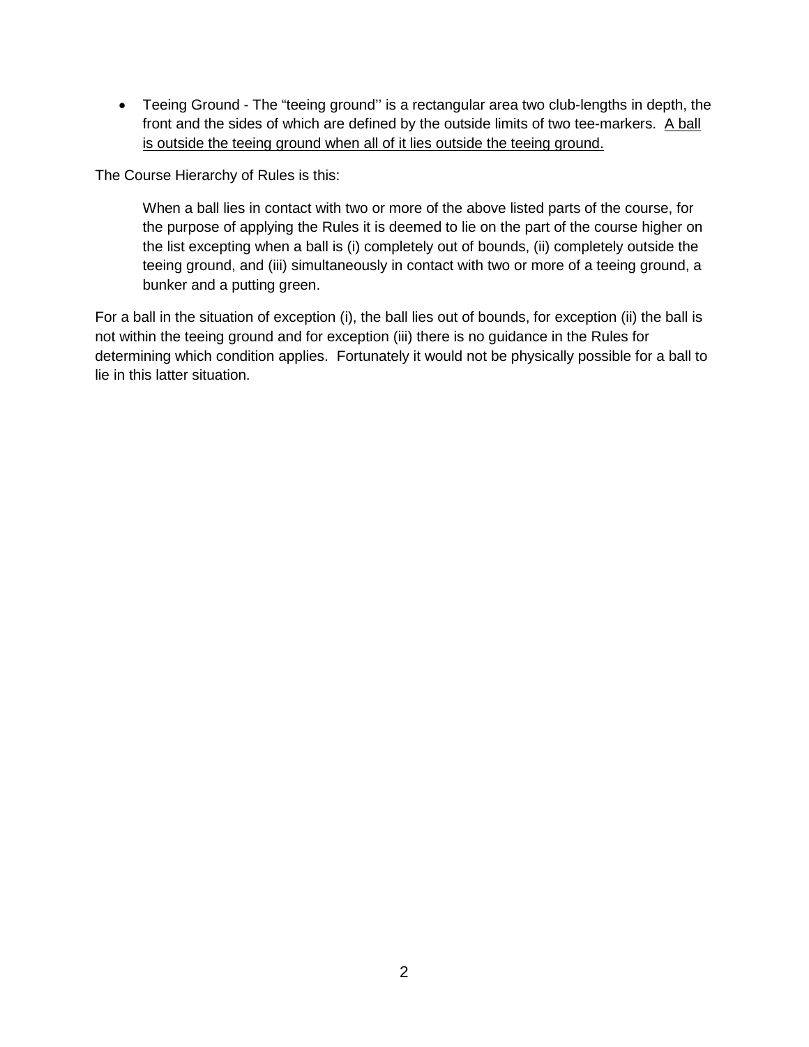- Teeing Ground - The “teeing ground'' is a rectangular area two club-lengths in depth, the front and the sides of which are defined by the outside limits of two tee-markers. <u>A ball is outside the teeing ground when all of it lies outside the teeing ground.</u>

The Course Hierarchy of Rules is this:

> When a ball lies in contact with two or more of the above listed parts of the course, for the purpose of applying the Rules it is deemed to lie on the part of the course higher on the list excepting when a ball is (i) completely out of bounds, (ii) completely outside the teeing ground, and (iii) simultaneously in contact with two or more of a teeing ground, a bunker and a putting green.

For a ball in the situation of exception (i), the ball lies out of bounds, for exception (ii) the ball is not within the teeing ground and for exception (iii) there is no guidance in the Rules for determining which condition applies. Fortunately it would not be physically possible for a ball to lie in this latter situation.